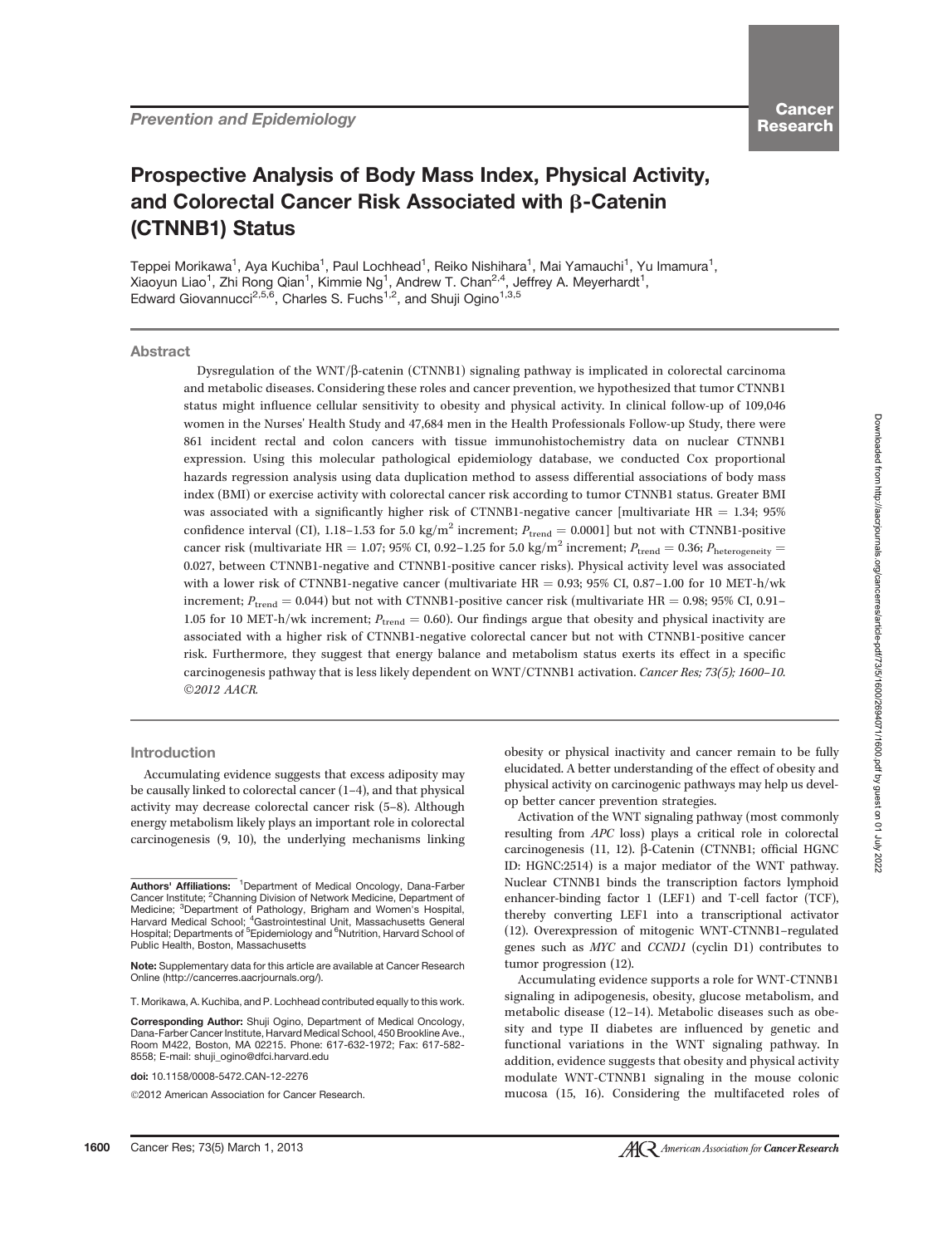Prevention and Epidemiology

# Prospective Analysis of Body Mass Index, Physical Activity, and Colorectal Cancer Risk Associated with β-Catenin (CTNNB1) Status

Teppei Morikawa[1], Aya Kuchiba[1], Paul Lochhead[1], Reiko Nishihara[1], Mai Yamauchi[1], Yu Imamura[1], Xiaoyun Liao[1], Zhi Rong Qian[1], Kimmie Ng[1], Andrew T. Chan[2,4], Jeffrey A. Meyerhardt[1], Edward Giovannucci[2,5,6], Charles S. Fuchs[1,2], and Shuji Ogino[1,3,5]

## Abstract

Dysregulation of the WNT/β-catenin (CTNNB1) signaling pathway is implicated in colorectal carcinoma and metabolic diseases. Considering these roles and cancer prevention, we hypothesized that tumor CTNNB1 status might influence cellular sensitivity to obesity and physical activity. In clinical follow-up of 109,046 women in the Nurses' Health Study and 47,684 men in the Health Professionals Follow-up Study, there were 861 incident rectal and colon cancers with tissue immunohistochemistry data on nuclear CTNNB1 expression. Using this molecular pathological epidemiology database, we conducted Cox proportional hazards regression analysis using data duplication method to assess differential associations of body mass index (BMI) or exercise activity with colorectal cancer risk according to tumor CTNNB1 status. Greater BMI was associated with a significantly higher risk of CTNNB1-negative cancer [multivariate HR = 1.34; 95% confidence interval (CI), 1.18–1.53 for 5.0 kg/m$^2$ increment; $P_{\text{trend}} = 0.0001$] but not with CTNNB1-positive cancer risk (multivariate HR = 1.07; 95% CI, 0.92–1.25 for 5.0 kg/m$^2$ increment; $P_{\text{trend}} = 0.36$; $P_{\text{heterogeneity}} = 0.027$, between CTNNB1-negative and CTNNB1-positive cancer risks). Physical activity level was associated with a lower risk of CTNNB1-negative cancer (multivariate HR = 0.93; 95% CI, 0.87–1.00 for 10 MET-h/wk increment; $P_{\text{trend}} = 0.044$) but not with CTNNB1-positive cancer risk (multivariate HR = 0.98; 95% CI, 0.91–1.05 for 10 MET-h/wk increment; $P_{\text{trend}} = 0.60$). Our findings argue that obesity and physical inactivity are associated with a higher risk of CTNNB1-negative colorectal cancer but not with CTNNB1-positive cancer risk. Furthermore, they suggest that energy balance and metabolism status exerts its effect in a specific carcinogenesis pathway that is less likely dependent on WNT/CTNNB1 activation. *Cancer Res; 73(5); 1600–10. ©2012 AACR.*

## Introduction

Accumulating evidence suggests that excess adiposity may be causally linked to colorectal cancer (1–4), and that physical activity may decrease colorectal cancer risk (5–8). Although energy metabolism likely plays an important role in colorectal carcinogenesis (9, 10), the underlying mechanisms linking obesity or physical inactivity and cancer remain to be fully elucidated. A better understanding of the effect of obesity and physical activity on carcinogenic pathways may help us develop better cancer prevention strategies.

Activation of the WNT signaling pathway (most commonly resulting from *APC* loss) plays a critical role in colorectal carcinogenesis (11, 12). β-Catenin (CTNNB1; official HGNC ID: HGNC:2514) is a major mediator of the WNT pathway. Nuclear CTNNB1 binds the transcription factors lymphoid enhancer-binding factor 1 (LEF1) and T-cell factor (TCF), thereby converting LEF1 into a transcriptional activator (12). Overexpression of mitogenic WNT-CTNNB1–regulated genes such as *MYC* and *CCND1* (cyclin D1) contributes to tumor progression (12).

Accumulating evidence supports a role for WNT-CTNNB1 signaling in adipogenesis, obesity, glucose metabolism, and metabolic disease (12–14). Metabolic diseases such as obesity and type II diabetes are influenced by genetic and functional variations in the WNT signaling pathway. In addition, evidence suggests that obesity and physical activity modulate WNT-CTNNB1 signaling in the mouse colonic mucosa (15, 16). Considering the multifaceted roles of

Authors' Affiliations: [1]Department of Medical Oncology, Dana-Farber Cancer Institute; [2]Channing Division of Network Medicine, Department of Medicine; [3]Department of Pathology, Brigham and Women's Hospital, Harvard Medical School; [4]Gastrointestinal Unit, Massachusetts General Hospital; Departments of [5]Epidemiology and [6]Nutrition, Harvard School of Public Health, Boston, Massachusetts

Note: Supplementary data for this article are available at Cancer Research Online (http://cancerres.aacrjournals.org/).

T. Morikawa, A. Kuchiba, and P. Lochhead contributed equally to this work.

Corresponding Author: Shuji Ogino, Department of Medical Oncology, Dana-Farber Cancer Institute, Harvard Medical School, 450 Brookline Ave., Room M422, Boston, MA 02215. Phone: 617-632-1972; Fax: 617-582-8558; E-mail: shuji_ogino@dfci.harvard.edu

doi: 10.1158/0008-5472.CAN-12-2276

©2012 American Association for Cancer Research.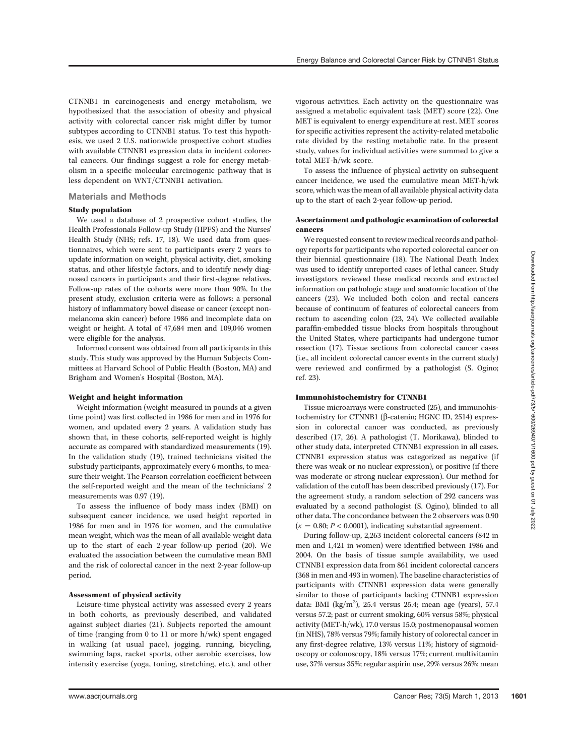CTNNB1 in carcinogenesis and energy metabolism, we hypothesized that the association of obesity and physical activity with colorectal cancer risk might differ by tumor subtypes according to CTNNB1 status. To test this hypothesis, we used 2 U.S. nationwide prospective cohort studies with available CTNNB1 expression data in incident colorectal cancers. Our findings suggest a role for energy metabolism in a specific molecular carcinogenic pathway that is less dependent on WNT/CTNNB1 activation.

## Materials and Methods

### Study population

We used a database of 2 prospective cohort studies, the Health Professionals Follow-up Study (HPFS) and the Nurses' Health Study (NHS; refs. 17, 18). We used data from questionnaires, which were sent to participants every 2 years to update information on weight, physical activity, diet, smoking status, and other lifestyle factors, and to identify newly diagnosed cancers in participants and their first-degree relatives. Follow-up rates of the cohorts were more than 90%. In the present study, exclusion criteria were as follows: a personal history of inflammatory bowel disease or cancer (except nonmelanoma skin cancer) before 1986 and incomplete data on weight or height. A total of 47,684 men and 109,046 women were eligible for the analysis.

Informed consent was obtained from all participants in this study. This study was approved by the Human Subjects Committees at Harvard School of Public Health (Boston, MA) and Brigham and Women's Hospital (Boston, MA).

### Weight and height information

Weight information (weight measured in pounds at a given time point) was first collected in 1986 for men and in 1976 for women, and updated every 2 years. A validation study has shown that, in these cohorts, self-reported weight is highly accurate as compared with standardized measurements (19). In the validation study (19), trained technicians visited the substudy participants, approximately every 6 months, to measure their weight. The Pearson correlation coefficient between the self-reported weight and the mean of the technicians' 2 measurements was 0.97 (19).

To assess the influence of body mass index (BMI) on subsequent cancer incidence, we used height reported in 1986 for men and in 1976 for women, and the cumulative mean weight, which was the mean of all available weight data up to the start of each 2-year follow-up period (20). We evaluated the association between the cumulative mean BMI and the risk of colorectal cancer in the next 2-year follow-up period.

### Assessment of physical activity

Leisure-time physical activity was assessed every 2 years in both cohorts, as previously described, and validated against subject diaries (21). Subjects reported the amount of time (ranging from 0 to 11 or more h/wk) spent engaged in walking (at usual pace), jogging, running, bicycling, swimming laps, racket sports, other aerobic exercises, low intensity exercise (yoga, toning, stretching, etc.), and other vigorous activities. Each activity on the questionnaire was assigned a metabolic equivalent task (MET) score (22). One MET is equivalent to energy expenditure at rest. MET scores for specific activities represent the activity-related metabolic rate divided by the resting metabolic rate. In the present study, values for individual activities were summed to give a total MET-h/wk score.

To assess the influence of physical activity on subsequent cancer incidence, we used the cumulative mean MET-h/wk score, which was the mean of all available physical activity data up to the start of each 2-year follow-up period.

### Ascertainment and pathologic examination of colorectal cancers

We requested consent to review medical records and pathology reports for participants who reported colorectal cancer on their biennial questionnaire (18). The National Death Index was used to identify unreported cases of lethal cancer. Study investigators reviewed these medical records and extracted information on pathologic stage and anatomic location of the cancers (23). We included both colon and rectal cancers because of continuum of features of colorectal cancers from rectum to ascending colon (23, 24). We collected available paraffin-embedded tissue blocks from hospitals throughout the United States, where participants had undergone tumor resection (17). Tissue sections from colorectal cancer cases (i.e., all incident colorectal cancer events in the current study) were reviewed and confirmed by a pathologist (S. Ogino; ref. 23).

### Immunohistochemistry for CTNNB1

Tissue microarrays were constructed (25), and immunohistochemistry for CTNNB1 (β-catenin; HGNC ID, 2514) expression in colorectal cancer was conducted, as previously described (17, 26). A pathologist (T. Morikawa), blinded to other study data, interpreted CTNNB1 expression in all cases. CTNNB1 expression status was categorized as negative (if there was weak or no nuclear expression), or positive (if there was moderate or strong nuclear expression). Our method for validation of the cutoff has been described previously (17). For the agreement study, a random selection of 292 cancers was evaluated by a second pathologist (S. Ogino), blinded to all other data. The concordance between the 2 observers was 0.90 ($\kappa = 0.80$; $P < 0.0001$), indicating substantial agreement.

During follow-up, 2,263 incident colorectal cancers (842 in men and 1,421 in women) were identified between 1986 and 2004. On the basis of tissue sample availability, we used CTNNB1 expression data from 861 incident colorectal cancers (368 in men and 493 in women). The baseline characteristics of participants with CTNNB1 expression data were generally similar to those of participants lacking CTNNB1 expression data: BMI (kg/m$^2$), 25.4 versus 25.4; mean age (years), 57.4 versus 57.2; past or current smoking, 60% versus 58%; physical activity (MET-h/wk), 17.0 versus 15.0; postmenopausal women (in NHS), 78% versus 79%; family history of colorectal cancer in any first-degree relative, 13% versus 11%; history of sigmoidoscopy or colonoscopy, 18% versus 17%; current multivitamin use, 37% versus 35%; regular aspirin use, 29% versus 26%; mean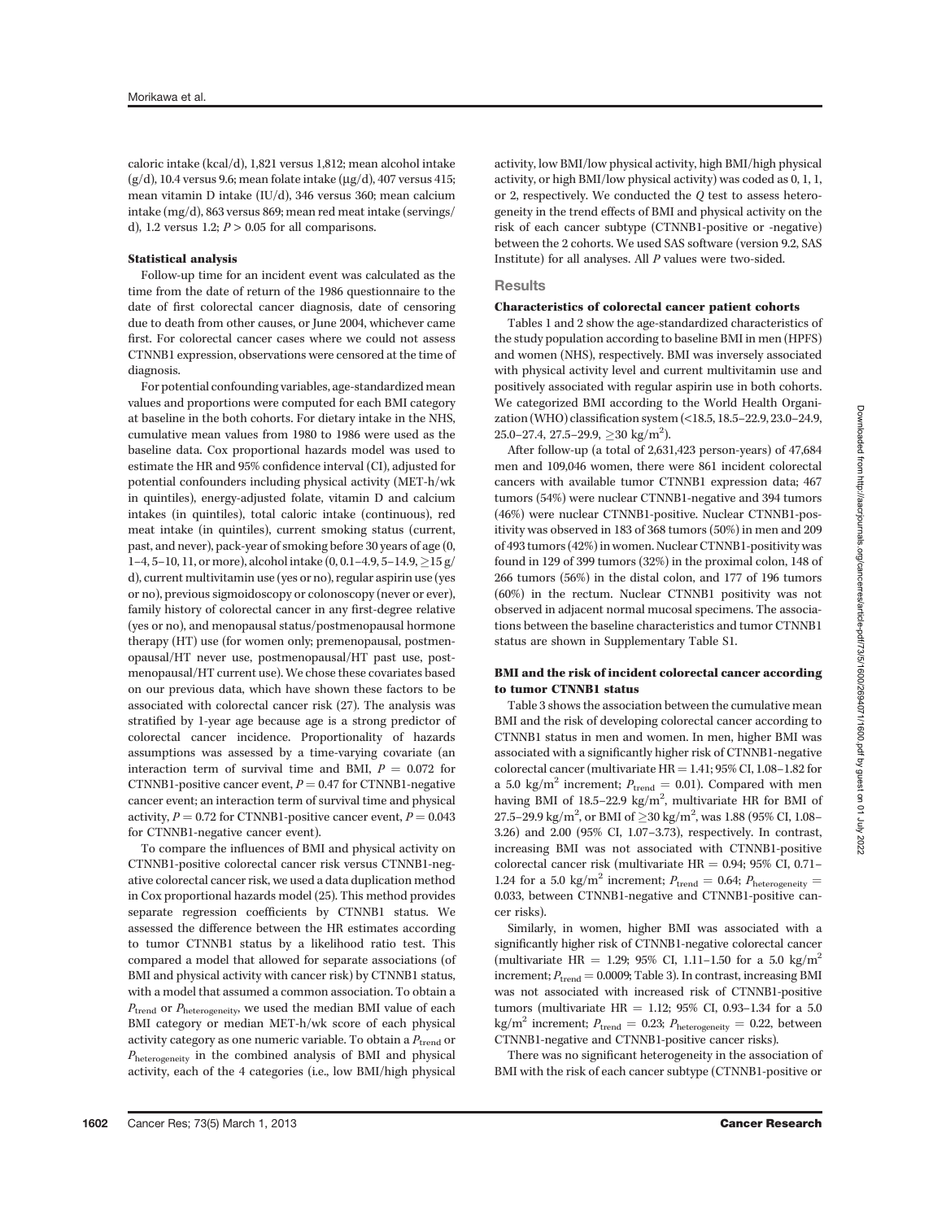caloric intake (kcal/d), 1,821 versus 1,812; mean alcohol intake (g/d), 10.4 versus 9.6; mean folate intake (μg/d), 407 versus 415; mean vitamin D intake (IU/d), 346 versus 360; mean calcium intake (mg/d), 863 versus 869; mean red meat intake (servings/d), 1.2 versus 1.2; $P > 0.05$ for all comparisons.

### Statistical analysis

Follow-up time for an incident event was calculated as the time from the date of return of the 1986 questionnaire to the date of first colorectal cancer diagnosis, date of censoring due to death from other causes, or June 2004, whichever came first. For colorectal cancer cases where we could not assess CTNNB1 expression, observations were censored at the time of diagnosis.

For potential confounding variables, age-standardized mean values and proportions were computed for each BMI category at baseline in the both cohorts. For dietary intake in the NHS, cumulative mean values from 1980 to 1986 were used as the baseline data. Cox proportional hazards model was used to estimate the HR and 95% confidence interval (CI), adjusted for potential confounders including physical activity (MET-h/wk in quintiles), energy-adjusted folate, vitamin D and calcium intakes (in quintiles), total caloric intake (continuous), red meat intake (in quintiles), current smoking status (current, past, and never), pack-year of smoking before 30 years of age (0, 1–4, 5–10, 11, or more), alcohol intake (0, 0.1–4.9, 5–14.9, ≥15 g/d), current multivitamin use (yes or no), regular aspirin use (yes or no), previous sigmoidoscopy or colonoscopy (never or ever), family history of colorectal cancer in any first-degree relative (yes or no), and menopausal status/postmenopausal hormone therapy (HT) use (for women only; premenopausal, postmenopausal/HT never use, postmenopausal/HT past use, postmenopausal/HT current use). We chose these covariates based on our previous data, which have shown these factors to be associated with colorectal cancer risk (27). The analysis was stratified by 1-year age because age is a strong predictor of colorectal cancer incidence. Proportionality of hazards assumptions was assessed by a time-varying covariate (an interaction term of survival time and BMI, $P = 0.072$ for CTNNB1-positive cancer event, $P = 0.47$ for CTNNB1-negative cancer event; an interaction term of survival time and physical activity, $P = 0.72$ for CTNNB1-positive cancer event, $P = 0.043$ for CTNNB1-negative cancer event).

To compare the influences of BMI and physical activity on CTNNB1-positive colorectal cancer risk versus CTNNB1-negative colorectal cancer risk, we used a data duplication method in Cox proportional hazards model (25). This method provides separate regression coefficients by CTNNB1 status. We assessed the difference between the HR estimates according to tumor CTNNB1 status by a likelihood ratio test. This compared a model that allowed for separate associations (of BMI and physical activity with cancer risk) by CTNNB1 status, with a model that assumed a common association. To obtain a $P_{\text{trend}}$ or $P_{\text{heterogeneity}}$, we used the median BMI value of each BMI category or median MET-h/wk score of each physical activity category as one numeric variable. To obtain a $P_{\text{trend}}$ or $P_{\text{heterogeneity}}$ in the combined analysis of BMI and physical activity, each of the 4 categories (i.e., low BMI/high physical activity, low BMI/low physical activity, high BMI/high physical activity, or high BMI/low physical activity) was coded as 0, 1, 1, or 2, respectively. We conducted the $Q$ test to assess heterogeneity in the trend effects of BMI and physical activity on the risk of each cancer subtype (CTNNB1-positive or -negative) between the 2 cohorts. We used SAS software (version 9.2, SAS Institute) for all analyses. All $P$ values were two-sided.

## Results

### Characteristics of colorectal cancer patient cohorts

Tables 1 and 2 show the age-standardized characteristics of the study population according to baseline BMI in men (HPFS) and women (NHS), respectively. BMI was inversely associated with physical activity level and current multivitamin use and positively associated with regular aspirin use in both cohorts. We categorized BMI according to the World Health Organization (WHO) classification system (<18.5, 18.5–22.9, 23.0–24.9, 25.0–27.4, 27.5–29.9, ≥30 kg/m$^2$).

After follow-up (a total of 2,631,423 person-years) of 47,684 men and 109,046 women, there were 861 incident colorectal cancers with available tumor CTNNB1 expression data; 467 tumors (54%) were nuclear CTNNB1-negative and 394 tumors (46%) were nuclear CTNNB1-positive. Nuclear CTNNB1-positivity was observed in 183 of 368 tumors (50%) in men and 209 of 493 tumors (42%) in women. Nuclear CTNNB1-positivity was found in 129 of 399 tumors (32%) in the proximal colon, 148 of 266 tumors (56%) in the distal colon, and 177 of 196 tumors (60%) in the rectum. Nuclear CTNNB1 positivity was not observed in adjacent normal mucosal specimens. The associations between the baseline characteristics and tumor CTNNB1 status are shown in Supplementary Table S1.

### BMI and the risk of incident colorectal cancer according to tumor CTNNB1 status

Table 3 shows the association between the cumulative mean BMI and the risk of developing colorectal cancer according to CTNNB1 status in men and women. In men, higher BMI was associated with a significantly higher risk of CTNNB1-negative colorectal cancer (multivariate HR = 1.41; 95% CI, 1.08–1.82 for a 5.0 kg/m$^2$ increment; $P_{\text{trend}} = 0.01$). Compared with men having BMI of 18.5–22.9 kg/m$^2$, multivariate HR for BMI of 27.5–29.9 kg/m$^2$, or BMI of ≥30 kg/m$^2$, was 1.88 (95% CI, 1.08–3.26) and 2.00 (95% CI, 1.07–3.73), respectively. In contrast, increasing BMI was not associated with CTNNB1-positive colorectal cancer risk (multivariate HR = 0.94; 95% CI, 0.71–1.24 for a 5.0 kg/m$^2$ increment; $P_{\text{trend}} = 0.64$; $P_{\text{heterogeneity}} = 0.033$, between CTNNB1-negative and CTNNB1-positive cancer risks).

Similarly, in women, higher BMI was associated with a significantly higher risk of CTNNB1-negative colorectal cancer (multivariate HR = 1.29; 95% CI, 1.11–1.50 for a 5.0 kg/m$^2$ increment; $P_{\text{trend}} = 0.0009$; Table 3). In contrast, increasing BMI was not associated with increased risk of CTNNB1-positive tumors (multivariate HR = 1.12; 95% CI, 0.93–1.34 for a 5.0 kg/m$^2$ increment; $P_{\text{trend}} = 0.23$; $P_{\text{heterogeneity}} = 0.22$, between CTNNB1-negative and CTNNB1-positive cancer risks).

There was no significant heterogeneity in the association of BMI with the risk of each cancer subtype (CTNNB1-positive or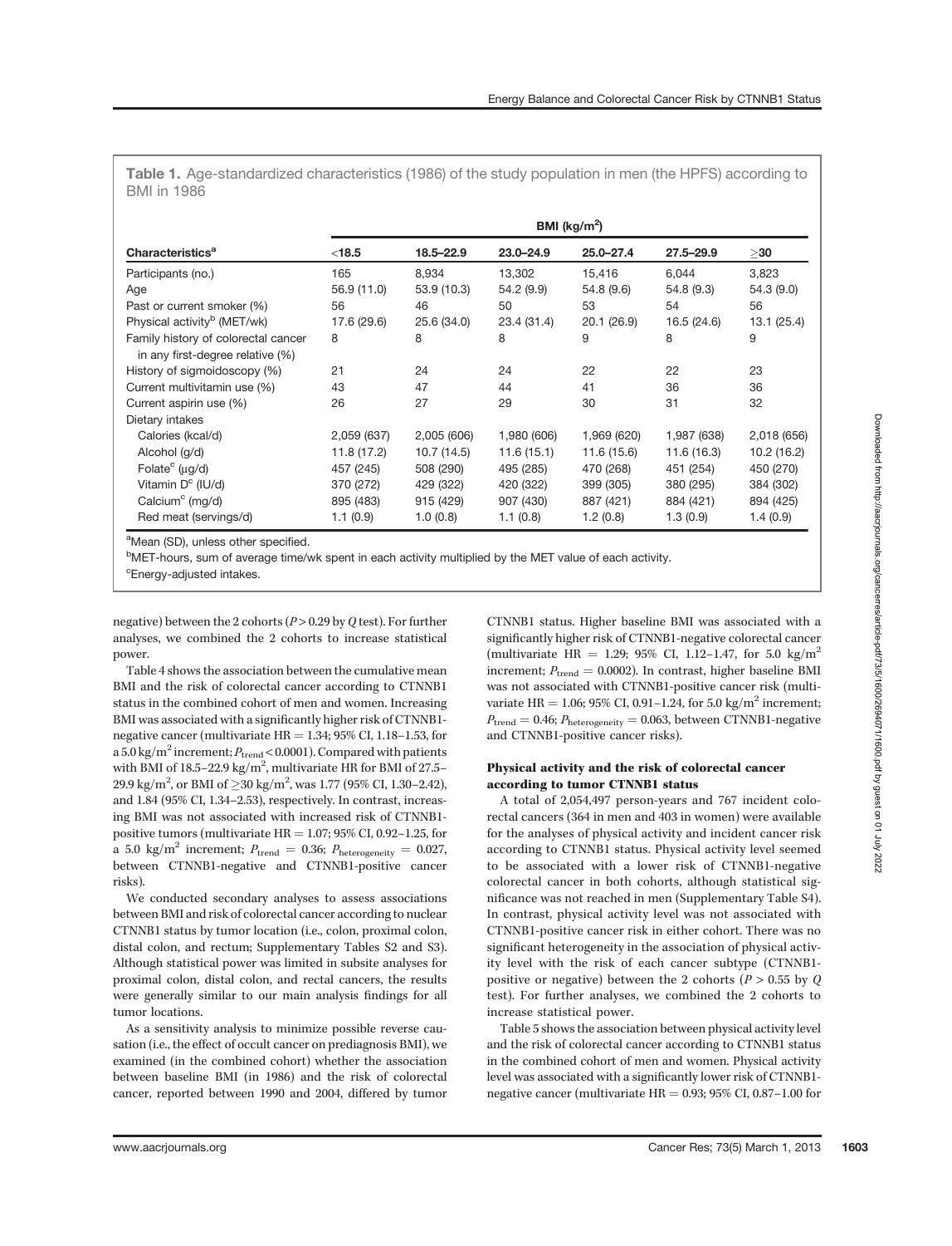**Table 1.** Age-standardized characteristics (1986) of the study population in men (the HPFS) according to BMI in 1986

| Characteristics[a] | BMI (kg/m²) | | | | | |
|---|---|---|---|---|---|---|
| | <18.5 | 18.5–22.9 | 23.0–24.9 | 25.0–27.4 | 27.5–29.9 | ≥30 |
| Participants (no.) | 165 | 8,934 | 13,302 | 15,416 | 6,044 | 3,823 |
| Age | 56.9 (11.0) | 53.9 (10.3) | 54.2 (9.9) | 54.8 (9.6) | 54.8 (9.3) | 54.3 (9.0) |
| Past or current smoker (%) | 56 | 46 | 50 | 53 | 54 | 56 |
| Physical activity[b] (MET/wk) | 17.6 (29.6) | 25.6 (34.0) | 23.4 (31.4) | 20.1 (26.9) | 16.5 (24.6) | 13.1 (25.4) |
| Family history of colorectal cancer in any first-degree relative (%) | 8 | 8 | 8 | 9 | 8 | 9 |
| History of sigmoidoscopy (%) | 21 | 24 | 24 | 22 | 22 | 23 |
| Current multivitamin use (%) | 43 | 47 | 44 | 41 | 36 | 36 |
| Current aspirin use (%) | 26 | 27 | 29 | 30 | 31 | 32 |
| Dietary intakes | | | | | | |
| Calories (kcal/d) | 2,059 (637) | 2,005 (606) | 1,980 (606) | 1,969 (620) | 1,987 (638) | 2,018 (656) |
| Alcohol (g/d) | 11.8 (17.2) | 10.7 (14.5) | 11.6 (15.1) | 11.6 (15.6) | 11.6 (16.3) | 10.2 (16.2) |
| Folate[c] (μg/d) | 457 (245) | 508 (290) | 495 (285) | 470 (268) | 451 (254) | 450 (270) |
| Vitamin D[c] (IU/d) | 370 (272) | 429 (322) | 420 (322) | 399 (305) | 380 (295) | 384 (302) |
| Calcium[c] (mg/d) | 895 (483) | 915 (429) | 907 (430) | 887 (421) | 884 (421) | 894 (425) |
| Red meat (servings/d) | 1.1 (0.9) | 1.0 (0.8) | 1.1 (0.8) | 1.2 (0.8) | 1.3 (0.9) | 1.4 (0.9) |

[a]Mean (SD), unless other specified.
[b]MET-hours, sum of average time/wk spent in each activity multiplied by the MET value of each activity.
[c]Energy-adjusted intakes.

negative) between the 2 cohorts ($P > 0.29$ by $Q$ test). For further analyses, we combined the 2 cohorts to increase statistical power.

Table 4 shows the association between the cumulative mean BMI and the risk of colorectal cancer according to CTNNB1 status in the combined cohort of men and women. Increasing BMI was associated with a significantly higher risk of CTNNB1-negative cancer (multivariate HR = 1.34; 95% CI, 1.18–1.53, for a 5.0 kg/m² increment; $P_{trend} < 0.0001$). Compared with patients with BMI of 18.5–22.9 kg/m², multivariate HR for BMI of 27.5–29.9 kg/m², or BMI of ≥30 kg/m², was 1.77 (95% CI, 1.30–2.42), and 1.84 (95% CI, 1.34–2.53), respectively. In contrast, increasing BMI was not associated with increased risk of CTNNB1-positive tumors (multivariate HR = 1.07; 95% CI, 0.92–1.25, for a 5.0 kg/m² increment; $P_{trend} = 0.36$; $P_{heterogeneity} = 0.027$, between CTNNB1-negative and CTNNB1-positive cancer risks).

We conducted secondary analyses to assess associations between BMI and risk of colorectal cancer according to nuclear CTNNB1 status by tumor location (i.e., colon, proximal colon, distal colon, and rectum; Supplementary Tables S2 and S3). Although statistical power was limited in subsite analyses for proximal colon, distal colon, and rectal cancers, the results were generally similar to our main analysis findings for all tumor locations.

As a sensitivity analysis to minimize possible reverse causation (i.e., the effect of occult cancer on prediagnosis BMI), we examined (in the combined cohort) whether the association between baseline BMI (in 1986) and the risk of colorectal cancer, reported between 1990 and 2004, differed by tumor CTNNB1 status. Higher baseline BMI was associated with a significantly higher risk of CTNNB1-negative colorectal cancer (multivariate HR = 1.29; 95% CI, 1.12–1.47, for 5.0 kg/m² increment; $P_{trend} = 0.0002$). In contrast, higher baseline BMI was not associated with CTNNB1-positive cancer risk (multivariate HR = 1.06; 95% CI, 0.91–1.24, for 5.0 kg/m² increment; $P_{trend} = 0.46$; $P_{heterogeneity} = 0.063$, between CTNNB1-negative and CTNNB1-positive cancer risks).

### Physical activity and the risk of colorectal cancer according to tumor CTNNB1 status

A total of 2,054,497 person-years and 767 incident colorectal cancers (364 in men and 403 in women) were available for the analyses of physical activity and incident cancer risk according to CTNNB1 status. Physical activity level seemed to be associated with a lower risk of CTNNB1-negative colorectal cancer in both cohorts, although statistical significance was not reached in men (Supplementary Table S4). In contrast, physical activity level was not associated with CTNNB1-positive cancer risk in either cohort. There was no significant heterogeneity in the association of physical activity level with the risk of each cancer subtype (CTNNB1-positive or negative) between the 2 cohorts ($P > 0.55$ by $Q$ test). For further analyses, we combined the 2 cohorts to increase statistical power.

Table 5 shows the association between physical activity level and the risk of colorectal cancer according to CTNNB1 status in the combined cohort of men and women. Physical activity level was associated with a significantly lower risk of CTNNB1-negative cancer (multivariate HR = 0.93; 95% CI, 0.87–1.00 for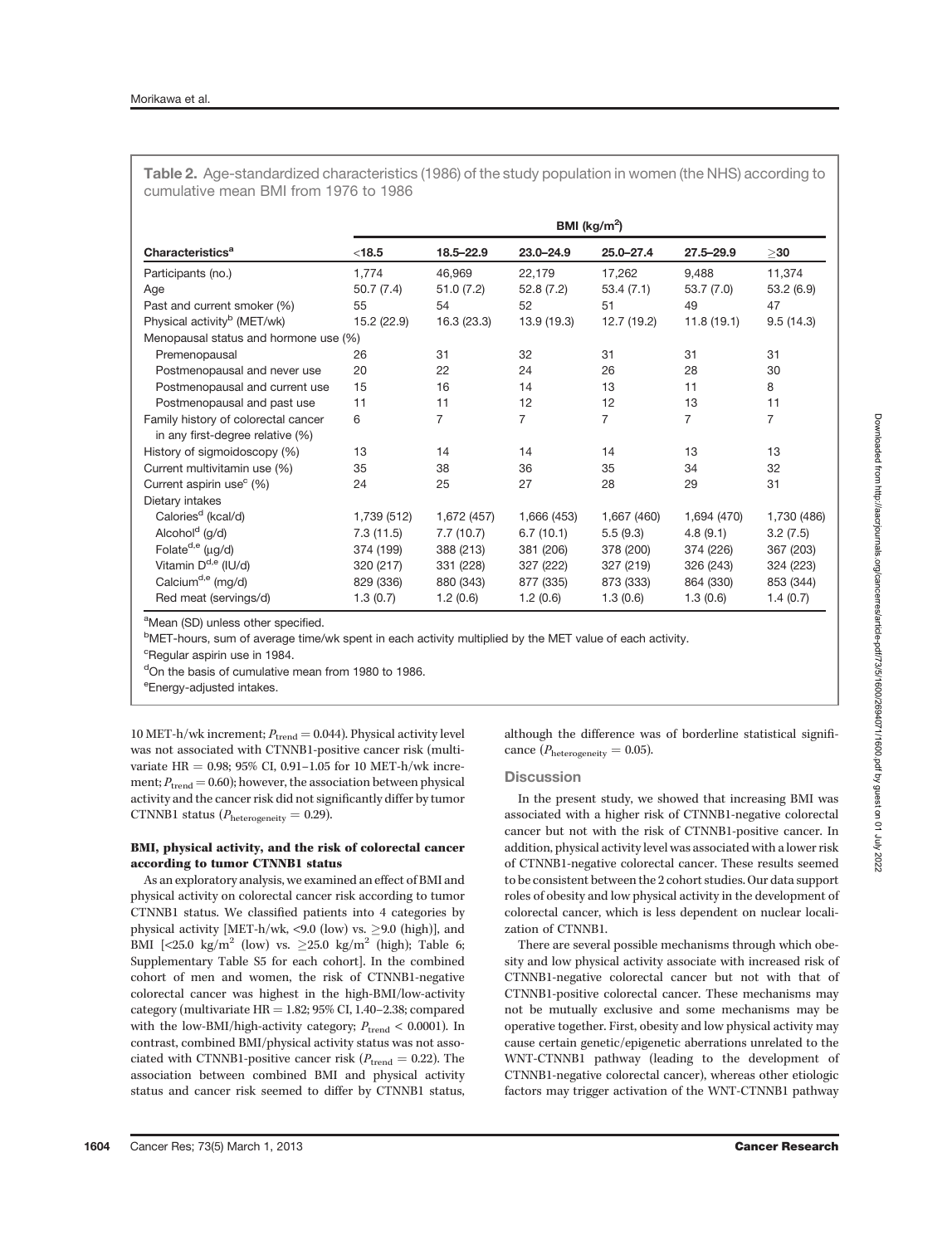**Table 2.** Age-standardized characteristics (1986) of the study population in women (the NHS) according to cumulative mean BMI from 1976 to 1986

| | BMI (kg/m$^2$) | | | | | |
|---|---|---|---|---|---|---|
| Characteristics[a] | <18.5 | 18.5–22.9 | 23.0–24.9 | 25.0–27.4 | 27.5–29.9 | ≥30 |
| Participants (no.) | 1,774 | 46,969 | 22,179 | 17,262 | 9,488 | 11,374 |
| Age | 50.7 (7.4) | 51.0 (7.2) | 52.8 (7.2) | 53.4 (7.1) | 53.7 (7.0) | 53.2 (6.9) |
| Past and current smoker (%) | 55 | 54 | 52 | 51 | 49 | 47 |
| Physical activity[b] (MET/wk) | 15.2 (22.9) | 16.3 (23.3) | 13.9 (19.3) | 12.7 (19.2) | 11.8 (19.1) | 9.5 (14.3) |
| Menopausal status and hormone use (%) | | | | | | |
| Premenopausal | 26 | 31 | 32 | 31 | 31 | 31 |
| Postmenopausal and never use | 20 | 22 | 24 | 26 | 28 | 30 |
| Postmenopausal and current use | 15 | 16 | 14 | 13 | 11 | 8 |
| Postmenopausal and past use | 11 | 11 | 12 | 12 | 13 | 11 |
| Family history of colorectal cancer in any first-degree relative (%) | 6 | 7 | 7 | 7 | 7 | 7 |
| History of sigmoidoscopy (%) | 13 | 14 | 14 | 14 | 13 | 13 |
| Current multivitamin use (%) | 35 | 38 | 36 | 35 | 34 | 32 |
| Current aspirin use[c] (%) | 24 | 25 | 27 | 28 | 29 | 31 |
| Dietary intakes | | | | | | |
| Calories[d] (kcal/d) | 1,739 (512) | 1,672 (457) | 1,666 (453) | 1,667 (460) | 1,694 (470) | 1,730 (486) |
| Alcohol[d] (g/d) | 7.3 (11.5) | 7.7 (10.7) | 6.7 (10.1) | 5.5 (9.3) | 4.8 (9.1) | 3.2 (7.5) |
| Folate[d,e] (μg/d) | 374 (199) | 388 (213) | 381 (206) | 378 (200) | 374 (226) | 367 (203) |
| Vitamin D[d,e] (IU/d) | 320 (217) | 331 (228) | 327 (222) | 327 (219) | 326 (243) | 324 (223) |
| Calcium[d,e] (mg/d) | 829 (336) | 880 (343) | 877 (335) | 873 (333) | 864 (330) | 853 (344) |
| Red meat (servings/d) | 1.3 (0.7) | 1.2 (0.6) | 1.2 (0.6) | 1.3 (0.6) | 1.3 (0.6) | 1.4 (0.7) |

[a]Mean (SD) unless other specified.
[b]MET-hours, sum of average time/wk spent in each activity multiplied by the MET value of each activity.
[c]Regular aspirin use in 1984.
[d]On the basis of cumulative mean from 1980 to 1986.
[e]Energy-adjusted intakes.

10 MET-h/wk increment; $P_{trend} = 0.044$). Physical activity level was not associated with CTNNB1-positive cancer risk (multivariate HR = 0.98; 95% CI, 0.91–1.05 for 10 MET-h/wk increment; $P_{trend} = 0.60$); however, the association between physical activity and the cancer risk did not significantly differ by tumor CTNNB1 status ($P_{heterogeneity} = 0.29$).

### BMI, physical activity, and the risk of colorectal cancer according to tumor CTNNB1 status

As an exploratory analysis, we examined an effect of BMI and physical activity on colorectal cancer risk according to tumor CTNNB1 status. We classified patients into 4 categories by physical activity [MET-h/wk, <9.0 (low) vs. ≥9.0 (high)], and BMI [<25.0 kg/m$^2$ (low) vs. ≥25.0 kg/m$^2$ (high); Table 6; Supplementary Table S5 for each cohort]. In the combined cohort of men and women, the risk of CTNNB1-negative colorectal cancer was highest in the high-BMI/low-activity category (multivariate HR = 1.82; 95% CI, 1.40–2.38; compared with the low-BMI/high-activity category; $P_{trend} < 0.0001$). In contrast, combined BMI/physical activity status was not associated with CTNNB1-positive cancer risk ($P_{trend} = 0.22$). The association between combined BMI and physical activity status and cancer risk seemed to differ by CTNNB1 status, although the difference was of borderline statistical significance ($P_{heterogeneity} = 0.05$).

## Discussion

In the present study, we showed that increasing BMI was associated with a higher risk of CTNNB1-negative colorectal cancer but not with the risk of CTNNB1-positive cancer. In addition, physical activity level was associated with a lower risk of CTNNB1-negative colorectal cancer. These results seemed to be consistent between the 2 cohort studies. Our data support roles of obesity and low physical activity in the development of colorectal cancer, which is less dependent on nuclear localization of CTNNB1.

There are several possible mechanisms through which obesity and low physical activity associate with increased risk of CTNNB1-negative colorectal cancer but not with that of CTNNB1-positive colorectal cancer. These mechanisms may not be mutually exclusive and some mechanisms may be operative together. First, obesity and low physical activity may cause certain genetic/epigenetic aberrations unrelated to the WNT-CTNNB1 pathway (leading to the development of CTNNB1-negative colorectal cancer), whereas other etiologic factors may trigger activation of the WNT-CTNNB1 pathway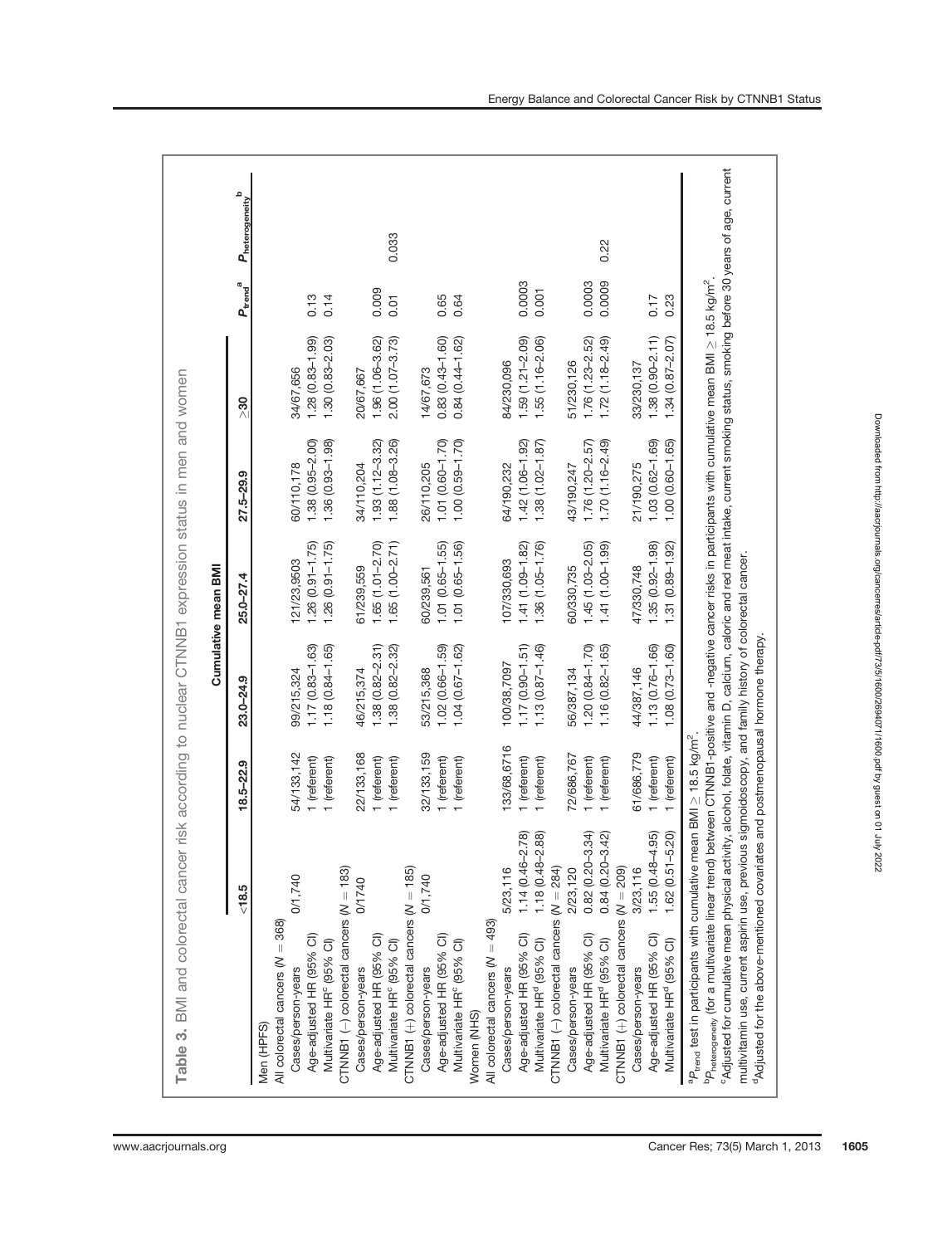**Table 3.** BMI and colorectal cancer risk according to nuclear CTNNB1 expression status in men and women

| | Cumulative mean BMI | | | | | | | |
|---|---|---|---|---|---|---|---|---|
| | <18.5 | 18.5–22.9 | 23.0–24.9 | 25.0–27.4 | 27.5–29.9 | ≥30 | $P_{trend}$[a] | $P_{heterogeneity}$[b] |
| Men (HPFS) | | | | | | | | |
| All colorectal cancers ($N = 368$) | | | | | | | | |
| Cases/person-years | 0/1,740 | 54/133,142 | 99/215,324 | 121/23,9503 | 60/110,178 | 34/67,656 | | |
| Age-adjusted HR (95% CI) | | 1 (referent) | 1.17 (0.83–1.63) | 1.26 (0.91–1.75) | 1.38 (0.95–2.00) | 1.28 (0.83–1.99) | 0.13 | |
| Multivariate HR[c] (95% CI) | | 1 (referent) | 1.18 (0.84–1.65) | 1.26 (0.91–1.75) | 1.36 (0.93–1.98) | 1.30 (0.83–2.03) | 0.14 | |
| CTNNB1 (−) colorectal cancers ($N = 183$) | | | | | | | | |
| Cases/person-years | 0/1740 | 22/133,168 | 46/215,374 | 61/239,559 | 34/110,204 | 20/67,667 | | |
| Age-adjusted HR (95% CI) | | 1 (referent) | 1.38 (0.82–2.31) | 1.65 (1.01–2.70) | 1.93 (1.12–3.32) | 1.96 (1.06–3.62) | 0.009 | |
| Multivariate HR[c] (95% CI) | | 1 (referent) | 1.38 (0.82–2.32) | 1.65 (1.00–2.71) | 1.88 (1.08–3.26) | 2.00 (1.07–3.73) | 0.01 | 0.033 |
| CTNNB1 (+) colorectal cancers ($N = 185$) | | | | | | | | |
| Cases/person-years | 0/1,740 | 32/133,159 | 53/215,368 | 60/239,561 | 26/110,205 | 14/67,673 | | |
| Age-adjusted HR (95% CI) | | 1 (referent) | 1.02 (0.66–1.59) | 1.01 (0.65–1.55) | 1.01 (0.60–1.70) | 0.83 (0.43–1.60) | 0.65 | |
| Multivariate HR[c] (95% CI) | | 1 (referent) | 1.04 (0.67–1.62) | 1.01 (0.65–1.56) | 1.00 (0.59–1.70) | 0.84 (0.44–1.62) | 0.64 | |
| Women (NHS) | | | | | | | | |
| All colorectal cancers ($N = 493$) | | | | | | | | |
| Cases/person-years | 5/23,116 | 133/68,6716 | 100/38,7097 | 107/330,693 | 64/190,232 | 84/230,096 | | |
| Age-adjusted HR (95% CI) | 1.14 (0.46–2.78) | 1 (referent) | 1.17 (0.90–1.51) | 1.41 (1.09–1.82) | 1.42 (1.06–1.92) | 1.59 (1.21–2.09) | 0.0003 | |
| Multivariate HR[d] (95% CI) | 1.18 (0.48–2.88) | 1 (referent) | 1.13 (0.87–1.46) | 1.36 (1.05–1.76) | 1.38 (1.02–1.87) | 1.55 (1.16–2.06) | 0.001 | |
| CTNNB1 (−) colorectal cancers ($N = 284$) | | | | | | | | |
| Cases/person-years | 2/23,120 | 72/686,767 | 56/387,134 | 60/330,735 | 43/190,247 | 51/230,126 | | |
| Age-adjusted HR (95% CI) | 0.82 (0.20–3.34) | 1 (referent) | 1.20 (0.84–1.70) | 1.45 (1.03–2.05) | 1.76 (1.20–2.57) | 1.76 (1.23–2.52) | 0.0003 | |
| Multivariate HR[d] (95% CI) | 0.84 (0.20–3.42) | 1 (referent) | 1.16 (0.82–1.65) | 1.41 (1.00–1.99) | 1.70 (1.16–2.49) | 1.72 (1.18–2.49) | 0.0009 | 0.22 |
| CTNNB1 (+) colorectal cancers ($N = 209$) | | | | | | | | |
| Cases/person-years | 3/23,116 | 61/686,779 | 44/387,146 | 47/330,748 | 21/190,275 | 33/230,137 | | |
| Age-adjusted HR (95% CI) | 1.55 (0.48–4.95) | 1 (referent) | 1.13 (0.76–1.66) | 1.35 (0.92–1.98) | 1.03 (0.62–1.69) | 1.38 (0.90–2.11) | 0.17 | |
| Multivariate HR[d] (95% CI) | 1.62 (0.51–5.20) | 1 (referent) | 1.08 (0.73–1.60) | 1.31 (0.89–1.92) | 1.00 (0.60–1.65) | 1.34 (0.87–2.07) | 0.23 | |

[a]$P_{trend}$ test in participants with cumulative mean BMI ≥ 18.5 kg/m$^2$.

[b]$P_{heterogeneity}$ (for a multivariate linear trend) between CTNNB1-positive and -negative cancer risks in participants with cumulative mean BMI ≥ 18.5 kg/m$^2$.

[c]Adjusted for cumulative mean physical activity, alcohol, folate, vitamin D, calcium, caloric and red meat intake, current smoking status, smoking before 30 years of age, current multivitamin use, current aspirin use, previous sigmoidoscopy, and family history of colorectal cancer.

[d]Adjusted for the above-mentioned covariates and postmenopausal hormone therapy.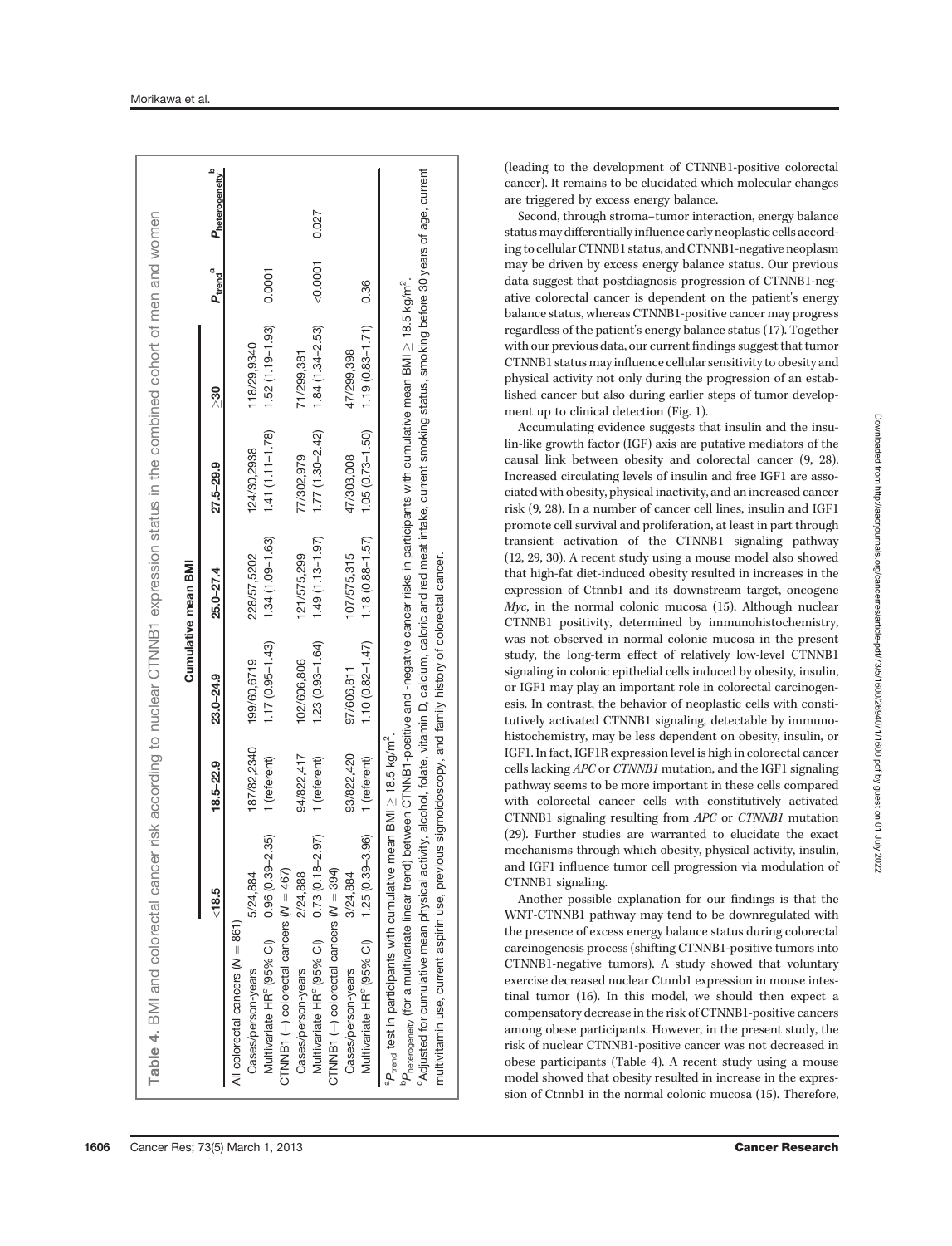**Table 4.** BMI and colorectal cancer risk according to nuclear CTNNB1 expression status in the combined cohort of men and women

| | Cumulative mean BMI | | | | | | | |
|---|---|---|---|---|---|---|---|---|
| | <18.5 | 18.5–22.9 | 23.0–24.9 | 25.0–27.4 | 27.5–29.9 | ≥30 | $P_{trend}$[a] | $P_{heterogeneity}$[b] |
| All colorectal cancers ($N = 861$) | | | | | | | | |
| Cases/person-years | 5/24,884 | 187/82,2340 | 199/60,6719 | 228/57,5202 | 124/30,2938 | 118/29,9340 | | |
| Multivariate HR[c] (95% CI) | 0.96 (0.39–2.35) | 1 (referent) | 1.17 (0.95–1.43) | 1.34 (1.09–1.63) | 1.41 (1.11–1.78) | 1.52 (1.19–1.93) | 0.0001 | |
| CTNNB1 (−) colorectal cancers ($N = 467$) | | | | | | | | |
| Cases/person-years | 2/24,888 | 94/822,417 | 102/605,806 | 121/575,299 | 77/302,979 | 71/299,381 | | |
| Multivariate HR[c] (95% CI) | 0.73 (0.18–2.97) | 1 (referent) | 1.23 (0.93–1.64) | 1.49 (1.13–1.97) | 1.77 (1.30–2.42) | 1.84 (1.34–2.53) | <0.0001 | 0.027 |
| CTNNB1 (+) colorectal cancers ($N = 394$) | | | | | | | | |
| Cases/person-years | 3/24,884 | 93/822,420 | 97/606,811 | 107/575,315 | 47/303,008 | 47/299,398 | | |
| Multivariate HR[c] (95% CI) | 1.25 (0.39–3.96) | 1 (referent) | 1.10 (0.82–1.47) | 1.18 (0.88–1.57) | 1.05 (0.73–1.50) | 1.19 (0.83–1.71) | 0.36 | |

[a]$P_{trend}$ test in participants with cumulative mean BMI ≥ 18.5 kg/m$^2$.

[b]$P_{heterogeneity}$ (for a multivariate linear trend) between CTNNB1-positive and -negative cancer risks in participants with cumulative mean BMI ≥ 18.5 kg/m$^2$.

[c]Adjusted for cumulative mean physical activity, alcohol, folate, vitamin D, calcium, caloric and red meat intake, current smoking status, smoking before 30 years of age, current multivitamin use, current aspirin use, previous sigmoidoscopy, and family history of colorectal cancer.

(leading to the development of CTNNB1-positive colorectal cancer). It remains to be elucidated which molecular changes are triggered by excess energy balance.

Second, through stroma–tumor interaction, energy balance status may differentially influence early neoplastic cells according to cellular CTNNB1 status, and CTNNB1-negative neoplasm may be driven by excess energy balance status. Our previous data suggest that postdiagnosis progression of CTNNB1-negative colorectal cancer is dependent on the patient's energy balance status, whereas CTNNB1-positive cancer may progress regardless of the patient's energy balance status (17). Together with our previous data, our current findings suggest that tumor CTNNB1 status may influence cellular sensitivity to obesity and physical activity not only during the progression of an established cancer but also during earlier steps of tumor development up to clinical detection (Fig. 1).

Accumulating evidence suggests that insulin and the insulin-like growth factor (IGF) axis are putative mediators of the causal link between obesity and colorectal cancer (9, 28). Increased circulating levels of insulin and free IGF1 are associated with obesity, physical inactivity, and an increased cancer risk (9, 28). In a number of cancer cell lines, insulin and IGF1 promote cell survival and proliferation, at least in part through transient activation of the CTNNB1 signaling pathway (12, 29, 30). A recent study using a mouse model also showed that high-fat diet-induced obesity resulted in increases in the expression of Ctnnb1 and its downstream target, oncogene *Myc*, in the normal colonic mucosa (15). Although nuclear CTNNB1 positivity, determined by immunohistochemistry, was not observed in normal colonic mucosa in the present study, the long-term effect of relatively low-level CTNNB1 signaling in colonic epithelial cells induced by obesity, insulin, or IGF1 may play an important role in colorectal carcinogenesis. In contrast, the behavior of neoplastic cells with constitutively activated CTNNB1 signaling, detectable by immunohistochemistry, may be less dependent on obesity, insulin, or IGF1. In fact, IGF1R expression level is high in colorectal cancer cells lacking *APC* or *CTNNB1* mutation, and the IGF1 signaling pathway seems to be more important in these cells compared with colorectal cancer cells with constitutively activated CTNNB1 signaling resulting from *APC* or *CTNNB1* mutation (29). Further studies are warranted to elucidate the exact mechanisms through which obesity, physical activity, insulin, and IGF1 influence tumor cell progression via modulation of CTNNB1 signaling.

Another possible explanation for our findings is that the WNT-CTNNB1 pathway may tend to be downregulated with the presence of excess energy balance status during colorectal carcinogenesis process (shifting CTNNB1-positive tumors into CTNNB1-negative tumors). A study showed that voluntary exercise decreased nuclear Ctnnb1 expression in mouse intestinal tumor (16). In this model, we should then expect a compensatory decrease in the risk of CTNNB1-positive cancers among obese participants. However, in the present study, the risk of nuclear CTNNB1-positive cancer was not decreased in obese participants (Table 4). A recent study using a mouse model showed that obesity resulted in increase in the expression of Ctnnb1 in the normal colonic mucosa (15). Therefore,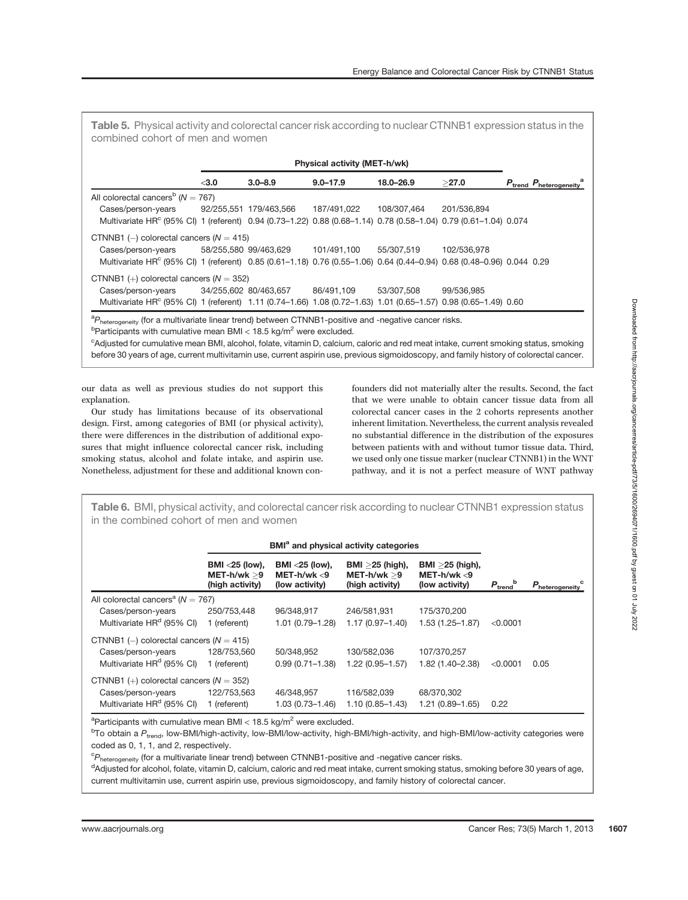**Table 5.** Physical activity and colorectal cancer risk according to nuclear CTNNB1 expression status in the combined cohort of men and women

| | Physical activity (MET-h/wk) | | | | | | |
|---|---|---|---|---|---|---|---|
| | <3.0 | 3.0–8.9 | 9.0–17.9 | 18.0–26.9 | ≥27.0 | $P_{trend}$ | $P_{heterogeneity}$[a] |
| All colorectal cancers[b] ($N$ = 767) | | | | | | | |
| Cases/person-years | 92/255,551 | 179/463,566 | 187/491,022 | 108/307,464 | 201/536,894 | | |
| Multivariate HR[c] (95% CI) | 1 (referent) | 0.94 (0.73–1.22) | 0.88 (0.68–1.14) | 0.78 (0.58–1.04) | 0.79 (0.61–1.04) | 0.074 | |
| CTNNB1 (−) colorectal cancers ($N$ = 415) | | | | | | | |
| Cases/person-years | 58/255,580 | 99/463,629 | 101/491,100 | 55/307,519 | 102/536,978 | | |
| Multivariate HR[c] (95% CI) | 1 (referent) | 0.85 (0.61–1.18) | 0.76 (0.55–1.06) | 0.64 (0.44–0.94) | 0.68 (0.48–0.96) | 0.044 | 0.29 |
| CTNNB1 (+) colorectal cancers ($N$ = 352) | | | | | | | |
| Cases/person-years | 34/255,602 | 80/463,657 | 86/491,109 | 53/307,508 | 99/536,985 | | |
| Multivariate HR[c] (95% CI) | 1 (referent) | 1.11 (0.74–1.66) | 1.08 (0.72–1.63) | 1.01 (0.65–1.57) | 0.98 (0.65–1.49) | 0.60 | |

[a]$P_{heterogeneity}$ (for a multivariate linear trend) between CTNNB1-positive and -negative cancer risks.
[b]Participants with cumulative mean BMI < 18.5 kg/m$^2$ were excluded.
[c]Adjusted for cumulative mean BMI, alcohol, folate, vitamin D, calcium, caloric and red meat intake, current smoking status, smoking before 30 years of age, current multivitamin use, current aspirin use, previous sigmoidoscopy, and family history of colorectal cancer.

our data as well as previous studies do not support this explanation.

Our study has limitations because of its observational design. First, among categories of BMI (or physical activity), there were differences in the distribution of additional exposures that might influence colorectal cancer risk, including smoking status, alcohol and folate intake, and aspirin use. Nonetheless, adjustment for these and additional known confounders did not materially alter the results. Second, the fact that we were unable to obtain cancer tissue data from all colorectal cancer cases in the 2 cohorts represents another inherent limitation. Nevertheless, the current analysis revealed no substantial difference in the distribution of the exposures between patients with and without tumor tissue data. Third, we used only one tissue marker (nuclear CTNNB1) in the WNT pathway, and it is not a perfect measure of WNT pathway

**Table 6.** BMI, physical activity, and colorectal cancer risk according to nuclear CTNNB1 expression status in the combined cohort of men and women

| | BMI[a] and physical activity categories | | | | | |
|---|---|---|---|---|---|---|
| | BMI <25 (low), MET-h/wk ≥9 (high activity) | BMI <25 (low), MET-h/wk <9 (low activity) | BMI ≥25 (high), MET-h/wk ≥9 (high activity) | BMI ≥25 (high), MET-h/wk <9 (low activity) | $P_{trend}$[b] | $P_{heterogeneity}$[c] |
| All colorectal cancers[a] ($N$ = 767) | | | | | | |
| Cases/person-years | 250/753,448 | 96/348,917 | 246/581,931 | 175/370,200 | | |
| Multivariate HR[d] (95% CI) | 1 (referent) | 1.01 (0.79–1.28) | 1.17 (0.97–1.40) | 1.53 (1.25–1.87) | <0.0001 | |
| CTNNB1 (−) colorectal cancers ($N$ = 415) | | | | | | |
| Cases/person-years | 128/753,560 | 50/348,952 | 130/582,036 | 107/370,257 | | |
| Multivariate HR[d] (95% CI) | 1 (referent) | 0.99 (0.71–1.38) | 1.22 (0.95–1.57) | 1.82 (1.40–2.38) | <0.0001 | 0.05 |
| CTNNB1 (+) colorectal cancers ($N$ = 352) | | | | | | |
| Cases/person-years | 122/753,563 | 46/348,957 | 116/582,039 | 68/370,302 | | |
| Multivariate HR[d] (95% CI) | 1 (referent) | 1.03 (0.73–1.46) | 1.10 (0.85–1.43) | 1.21 (0.89–1.65) | 0.22 | |

[a]Participants with cumulative mean BMI < 18.5 kg/m$^2$ were excluded.
[b]To obtain a $P_{trend}$, low-BMI/high-activity, low-BMI/low-activity, high-BMI/high-activity, and high-BMI/low-activity categories were coded as 0, 1, 1, and 2, respectively.
[c]$P_{heterogeneity}$ (for a multivariate linear trend) between CTNNB1-positive and -negative cancer risks.
[d]Adjusted for alcohol, folate, vitamin D, calcium, caloric and red meat intake, current smoking status, smoking before 30 years of age, current multivitamin use, current aspirin use, previous sigmoidoscopy, and family history of colorectal cancer.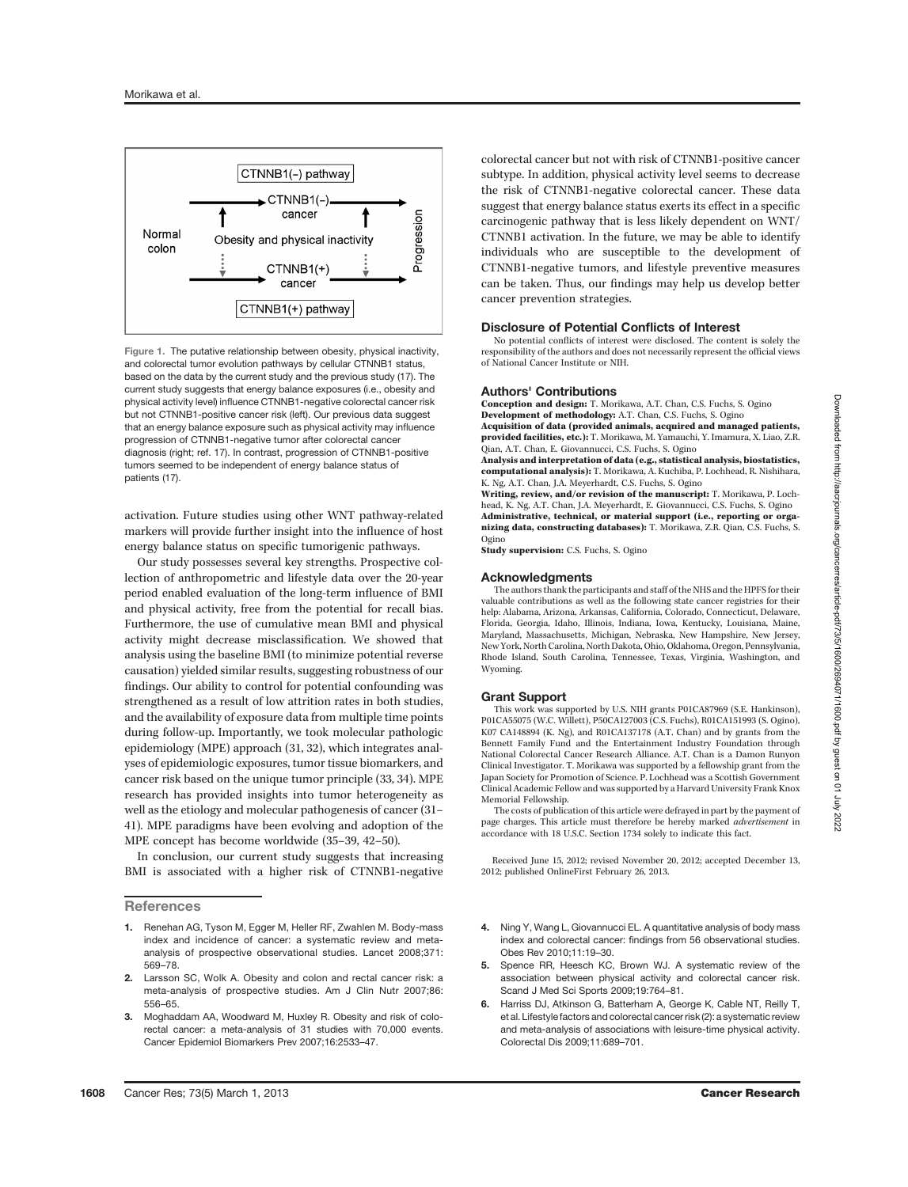CTNNB1(−) pathway

CTNNB1(−) cancer

Normal colon

Obesity and physical inactivity

Progression

CTNNB1(+) cancer

CTNNB1(+) pathway

Figure 1. The putative relationship between obesity, physical inactivity, and colorectal tumor evolution pathways by cellular CTNNB1 status, based on the data by the current study and the previous study (17). The current study suggests that energy balance exposures (i.e., obesity and physical activity level) influence CTNNB1-negative colorectal cancer risk but not CTNNB1-positive cancer risk (left). Our previous data suggest that an energy balance exposure such as physical activity may influence progression of CTNNB1-negative tumor after colorectal cancer diagnosis (right; ref. 17). In contrast, progression of CTNNB1-positive tumors seemed to be independent of energy balance status of patients (17).

activation. Future studies using other WNT pathway-related markers will provide further insight into the influence of host energy balance status on specific tumorigenic pathways.

Our study possesses several key strengths. Prospective collection of anthropometric and lifestyle data over the 20-year period enabled evaluation of the long-term influence of BMI and physical activity, free from the potential for recall bias. Furthermore, the use of cumulative mean BMI and physical activity might decrease misclassification. We showed that analysis using the baseline BMI (to minimize potential reverse causation) yielded similar results, suggesting robustness of our findings. Our ability to control for potential confounding was strengthened as a result of low attrition rates in both studies, and the availability of exposure data from multiple time points during follow-up. Importantly, we took molecular pathologic epidemiology (MPE) approach (31, 32), which integrates analyses of epidemiologic exposures, tumor tissue biomarkers, and cancer risk based on the unique tumor principle (33, 34). MPE research has provided insights into tumor heterogeneity as well as the etiology and molecular pathogenesis of cancer (31–41). MPE paradigms have been evolving and adoption of the MPE concept has become worldwide (35–39, 42–50).

In conclusion, our current study suggests that increasing BMI is associated with a higher risk of CTNNB1-negative colorectal cancer but not with risk of CTNNB1-positive cancer subtype. In addition, physical activity level seems to decrease the risk of CTNNB1-negative colorectal cancer. These data suggest that energy balance status exerts its effect in a specific carcinogenic pathway that is less likely dependent on WNT/CTNNB1 activation. In the future, we may be able to identify individuals who are susceptible to the development of CTNNB1-negative tumors, and lifestyle preventive measures can be taken. Thus, our findings may help us develop better cancer prevention strategies.

## Disclosure of Potential Conflicts of Interest

No potential conflicts of interest were disclosed. The content is solely the responsibility of the authors and does not necessarily represent the official views of National Cancer Institute or NIH.

## Authors' Contributions

**Conception and design:** T. Morikawa, A.T. Chan, C.S. Fuchs, S. Ogino
**Development of methodology:** A.T. Chan, C.S. Fuchs, S. Ogino
**Acquisition of data (provided animals, acquired and managed patients, provided facilities, etc.):** T. Morikawa, M. Yamauchi, Y. Imamura, X. Liao, Z.R. Qian, A.T. Chan, E. Giovannucci, C.S. Fuchs, S. Ogino
**Analysis and interpretation of data (e.g., statistical analysis, biostatistics, computational analysis):** T. Morikawa, A. Kuchiba, P. Lochhead, R. Nishihara, K. Ng, A.T. Chan, J.A. Meyerhardt, C.S. Fuchs, S. Ogino
**Writing, review, and/or revision of the manuscript:** T. Morikawa, P. Lochhead, K. Ng, A.T. Chan, J.A. Meyerhardt, E. Giovannucci, C.S. Fuchs, S. Ogino
**Administrative, technical, or material support (i.e., reporting or organizing data, constructing databases):** T. Morikawa, Z.R. Qian, C.S. Fuchs, S. Ogino
**Study supervision:** C.S. Fuchs, S. Ogino

## Acknowledgments

The authors thank the participants and staff of the NHS and the HPFS for their valuable contributions as well as the following state cancer registries for their help: Alabama, Arizona, Arkansas, California, Colorado, Connecticut, Delaware, Florida, Georgia, Idaho, Illinois, Indiana, Iowa, Kentucky, Louisiana, Maine, Maryland, Massachusetts, Michigan, Nebraska, New Hampshire, New Jersey, New York, North Carolina, North Dakota, Ohio, Oklahoma, Oregon, Pennsylvania, Rhode Island, South Carolina, Tennessee, Texas, Virginia, Washington, and Wyoming.

## Grant Support

This work was supported by U.S. NIH grants P01CA87969 (S.E. Hankinson), P01CA55075 (W.C. Willett), P50CA127003 (C.S. Fuchs), R01CA151993 (S. Ogino), K07 CA148894 (K. Ng), and R01CA137178 (A.T. Chan) and by grants from the Bennett Family Fund and the Entertainment Industry Foundation through National Colorectal Cancer Research Alliance. A.T. Chan is a Damon Runyon Clinical Investigator. T. Morikawa was supported by a fellowship grant from the Japan Society for Promotion of Science. P. Lochhead was a Scottish Government Clinical Academic Fellow and was supported by a Harvard University Frank Knox Memorial Fellowship.

The costs of publication of this article were defrayed in part by the payment of page charges. This article must therefore be hereby marked *advertisement* in accordance with 18 U.S.C. Section 1734 solely to indicate this fact.

Received June 15, 2012; revised November 20, 2012; accepted December 13, 2012; published OnlineFirst February 26, 2013.

## References

1. Renehan AG, Tyson M, Egger M, Heller RF, Zwahlen M. Body-mass index and incidence of cancer: a systematic review and meta-analysis of prospective observational studies. Lancet 2008;371:569–78.
2. Larsson SC, Wolk A. Obesity and colon and rectal cancer risk: a meta-analysis of prospective studies. Am J Clin Nutr 2007;86:556–65.
3. Moghaddam AA, Woodward M, Huxley R. Obesity and risk of colorectal cancer: a meta-analysis of 31 studies with 70,000 events. Cancer Epidemiol Biomarkers Prev 2007;16:2533–47.
4. Ning Y, Wang L, Giovannucci EL. A quantitative analysis of body mass index and colorectal cancer: findings from 56 observational studies. Obes Rev 2010;11:19–30.
5. Spence RR, Heesch KC, Brown WJ. A systematic review of the association between physical activity and colorectal cancer risk. Scand J Med Sci Sports 2009;19:764–81.
6. Harriss DJ, Atkinson G, Batterham A, George K, Cable NT, Reilly T, et al. Lifestyle factors and colorectal cancer risk (2): a systematic review and meta-analysis of associations with leisure-time physical activity. Colorectal Dis 2009;11:689–701.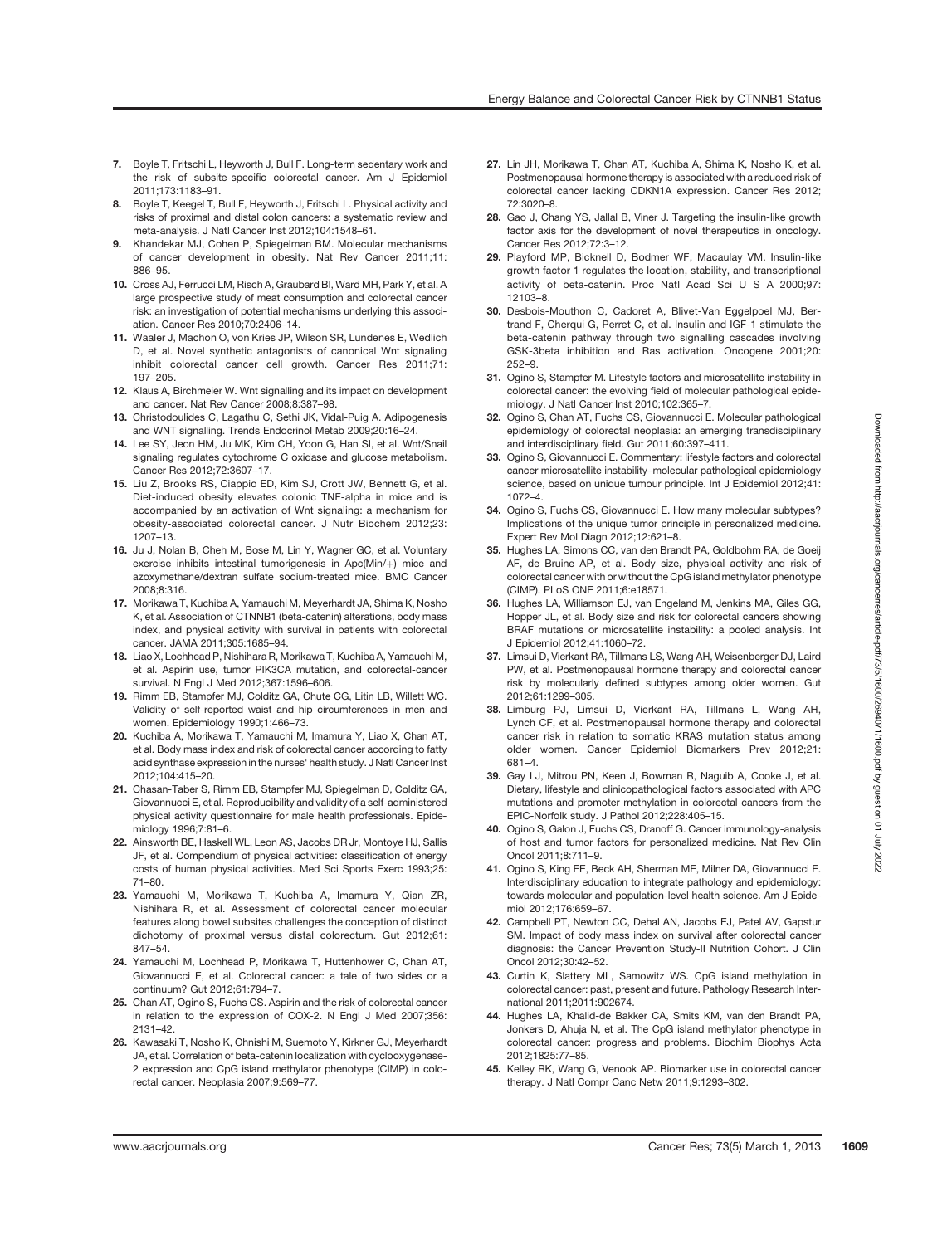7. Boyle T, Fritschi L, Heyworth J, Bull F. Long-term sedentary work and the risk of subsite-specific colorectal cancer. Am J Epidemiol 2011;173:1183–91.
8. Boyle T, Keegel T, Bull F, Heyworth J, Fritschi L. Physical activity and risks of proximal and distal colon cancers: a systematic review and meta-analysis. J Natl Cancer Inst 2012;104:1548–61.
9. Khandekar MJ, Cohen P, Spiegelman BM. Molecular mechanisms of cancer development in obesity. Nat Rev Cancer 2011;11: 886–95.
10. Cross AJ, Ferrucci LM, Risch A, Graubard BI, Ward MH, Park Y, et al. A large prospective study of meat consumption and colorectal cancer risk: an investigation of potential mechanisms underlying this association. Cancer Res 2010;70:2406–14.
11. Waaler J, Machon O, von Kries JP, Wilson SR, Lundenes E, Wedlich D, et al. Novel synthetic antagonists of canonical Wnt signaling inhibit colorectal cancer cell growth. Cancer Res 2011;71: 197–205.
12. Klaus A, Birchmeier W. Wnt signalling and its impact on development and cancer. Nat Rev Cancer 2008;8:387–98.
13. Christodoulides C, Lagathu C, Sethi JK, Vidal-Puig A. Adipogenesis and WNT signalling. Trends Endocrinol Metab 2009;20:16–24.
14. Lee SY, Jeon HM, Ju MK, Kim CH, Yoon G, Han SI, et al. Wnt/Snail signaling regulates cytochrome C oxidase and glucose metabolism. Cancer Res 2012;72:3607–17.
15. Liu Z, Brooks RS, Ciappio ED, Kim SJ, Crott JW, Bennett G, et al. Diet-induced obesity elevates colonic TNF-alpha in mice and is accompanied by an activation of Wnt signaling: a mechanism for obesity-associated colorectal cancer. J Nutr Biochem 2012;23: 1207–13.
16. Ju J, Nolan B, Cheh M, Bose M, Lin Y, Wagner GC, et al. Voluntary exercise inhibits intestinal tumorigenesis in Apc(Min/+) mice and azoxymethane/dextran sulfate sodium-treated mice. BMC Cancer 2008;8:316.
17. Morikawa T, Kuchiba A, Yamauchi M, Meyerhardt JA, Shima K, Nosho K, et al. Association of CTNNB1 (beta-catenin) alterations, body mass index, and physical activity with survival in patients with colorectal cancer. JAMA 2011;305:1685–94.
18. Liao X, Lochhead P, Nishihara R, Morikawa T, Kuchiba A, Yamauchi M, et al. Aspirin use, tumor PIK3CA mutation, and colorectal-cancer survival. N Engl J Med 2012;367:1596–606.
19. Rimm EB, Stampfer MJ, Colditz GA, Chute CG, Litin LB, Willett WC. Validity of self-reported waist and hip circumferences in men and women. Epidemiology 1990;1:466–73.
20. Kuchiba A, Morikawa T, Yamauchi M, Imamura Y, Liao X, Chan AT, et al. Body mass index and risk of colorectal cancer according to fatty acid synthase expression in the nurses' health study. J Natl Cancer Inst 2012;104:415–20.
21. Chasan-Taber S, Rimm EB, Stampfer MJ, Spiegelman D, Colditz GA, Giovannucci E, et al. Reproducibility and validity of a self-administered physical activity questionnaire for male health professionals. Epidemiology 1996;7:81–6.
22. Ainsworth BE, Haskell WL, Leon AS, Jacobs DR Jr, Montoye HJ, Sallis JF, et al. Compendium of physical activities: classification of energy costs of human physical activities. Med Sci Sports Exerc 1993;25: 71–80.
23. Yamauchi M, Morikawa T, Kuchiba A, Imamura Y, Qian ZR, Nishihara R, et al. Assessment of colorectal cancer molecular features along bowel subsites challenges the conception of distinct dichotomy of proximal versus distal colorectum. Gut 2012;61: 847–54.
24. Yamauchi M, Lochhead P, Morikawa T, Huttenhower C, Chan AT, Giovannucci E, et al. Colorectal cancer: a tale of two sides or a continuum? Gut 2012;61:794–7.
25. Chan AT, Ogino S, Fuchs CS. Aspirin and the risk of colorectal cancer in relation to the expression of COX-2. N Engl J Med 2007;356: 2131–42.
26. Kawasaki T, Nosho K, Ohnishi M, Suemoto Y, Kirkner GJ, Meyerhardt JA, et al. Correlation of beta-catenin localization with cyclooxygenase-2 expression and CpG island methylator phenotype (CIMP) in colorectal cancer. Neoplasia 2007;9:569–77.
27. Lin JH, Morikawa T, Chan AT, Kuchiba A, Shima K, Nosho K, et al. Postmenopausal hormone therapy is associated with a reduced risk of colorectal cancer lacking CDKN1A expression. Cancer Res 2012; 72:3020–8.
28. Gao J, Chang YS, Jallal B, Viner J. Targeting the insulin-like growth factor axis for the development of novel therapeutics in oncology. Cancer Res 2012;72:3–12.
29. Playford MP, Bicknell D, Bodmer WF, Macaulay VM. Insulin-like growth factor 1 regulates the location, stability, and transcriptional activity of beta-catenin. Proc Natl Acad Sci U S A 2000;97: 12103–8.
30. Desbois-Mouthon C, Cadoret A, Blivet-Van Eggelpoel MJ, Bertrand F, Cherqui G, Perret C, et al. Insulin and IGF-1 stimulate the beta-catenin pathway through two signalling cascades involving GSK-3beta inhibition and Ras activation. Oncogene 2001;20: 252–9.
31. Ogino S, Stampfer M. Lifestyle factors and microsatellite instability in colorectal cancer: the evolving field of molecular pathological epidemiology. J Natl Cancer Inst 2010;102:365–7.
32. Ogino S, Chan AT, Fuchs CS, Giovannucci E. Molecular pathological epidemiology of colorectal neoplasia: an emerging transdisciplinary and interdisciplinary field. Gut 2011;60:397–411.
33. Ogino S, Giovannucci E. Commentary: lifestyle factors and colorectal cancer microsatellite instability–molecular pathological epidemiology science, based on unique tumour principle. Int J Epidemiol 2012;41: 1072–4.
34. Ogino S, Fuchs CS, Giovannucci E. How many molecular subtypes? Implications of the unique tumor principle in personalized medicine. Expert Rev Mol Diagn 2012;12:621–8.
35. Hughes LA, Simons CC, van den Brandt PA, Goldbohm RA, de Goeij AF, de Bruine AP, et al. Body size, physical activity and risk of colorectal cancer with or without the CpG island methylator phenotype (CIMP). PLoS ONE 2011;6:e18571.
36. Hughes LA, Williamson EJ, van Engeland M, Jenkins MA, Giles GG, Hopper JL, et al. Body size and risk for colorectal cancers showing BRAF mutations or microsatellite instability: a pooled analysis. Int J Epidemiol 2012;41:1060–72.
37. Limsui D, Vierkant RA, Tillmans LS, Wang AH, Weisenberger DJ, Laird PW, et al. Postmenopausal hormone therapy and colorectal cancer risk by molecularly defined subtypes among older women. Gut 2012;61:1299–305.
38. Limburg PJ, Limsui D, Vierkant RA, Tillmans L, Wang AH, Lynch CF, et al. Postmenopausal hormone therapy and colorectal cancer risk in relation to somatic KRAS mutation status among older women. Cancer Epidemiol Biomarkers Prev 2012;21: 681–4.
39. Gay LJ, Mitrou PN, Keen J, Bowman R, Naguib A, Cooke J, et al. Dietary, lifestyle and clinicopathological factors associated with APC mutations and promoter methylation in colorectal cancers from the EPIC-Norfolk study. J Pathol 2012;228:405–15.
40. Ogino S, Galon J, Fuchs CS, Dranoff G. Cancer immunology-analysis of host and tumor factors for personalized medicine. Nat Rev Clin Oncol 2011;8:711–9.
41. Ogino S, King EE, Beck AH, Sherman ME, Milner DA, Giovannucci E. Interdisciplinary education to integrate pathology and epidemiology: towards molecular and population-level health science. Am J Epidemiol 2012;176:659–67.
42. Campbell PT, Newton CC, Dehal AN, Jacobs EJ, Patel AV, Gapstur SM. Impact of body mass index on survival after colorectal cancer diagnosis: the Cancer Prevention Study-II Nutrition Cohort. J Clin Oncol 2012;30:42–52.
43. Curtin K, Slattery ML, Samowitz WS. CpG island methylation in colorectal cancer: past, present and future. Pathology Research International 2011;2011:902674.
44. Hughes LA, Khalid-de Bakker CA, Smits KM, van den Brandt PA, Jonkers D, Ahuja N, et al. The CpG island methylator phenotype in colorectal cancer: progress and problems. Biochim Biophys Acta 2012;1825:77–85.
45. Kelley RK, Wang G, Venook AP. Biomarker use in colorectal cancer therapy. J Natl Compr Canc Netw 2011;9:1293–302.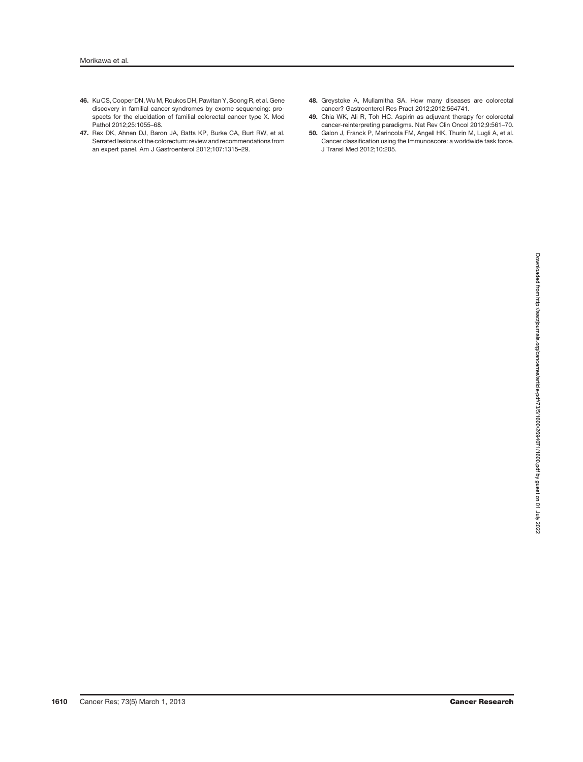46. Ku CS, Cooper DN, Wu M, Roukos DH, Pawitan Y, Soong R, et al. Gene discovery in familial cancer syndromes by exome sequencing: prospects for the elucidation of familial colorectal cancer type X. Mod Pathol 2012;25:1055–68.
47. Rex DK, Ahnen DJ, Baron JA, Batts KP, Burke CA, Burt RW, et al. Serrated lesions of the colorectum: review and recommendations from an expert panel. Am J Gastroenterol 2012;107:1315–29.
48. Greystoke A, Mullamitha SA. How many diseases are colorectal cancer? Gastroenterol Res Pract 2012;2012:564741.
49. Chia WK, Ali R, Toh HC. Aspirin as adjuvant therapy for colorectal cancer-reinterpreting paradigms. Nat Rev Clin Oncol 2012;9:561–70.
50. Galon J, Franck P, Marincola FM, Angell HK, Thurin M, Lugli A, et al. Cancer classification using the Immunoscore: a worldwide task force. J Transl Med 2012;10:205.